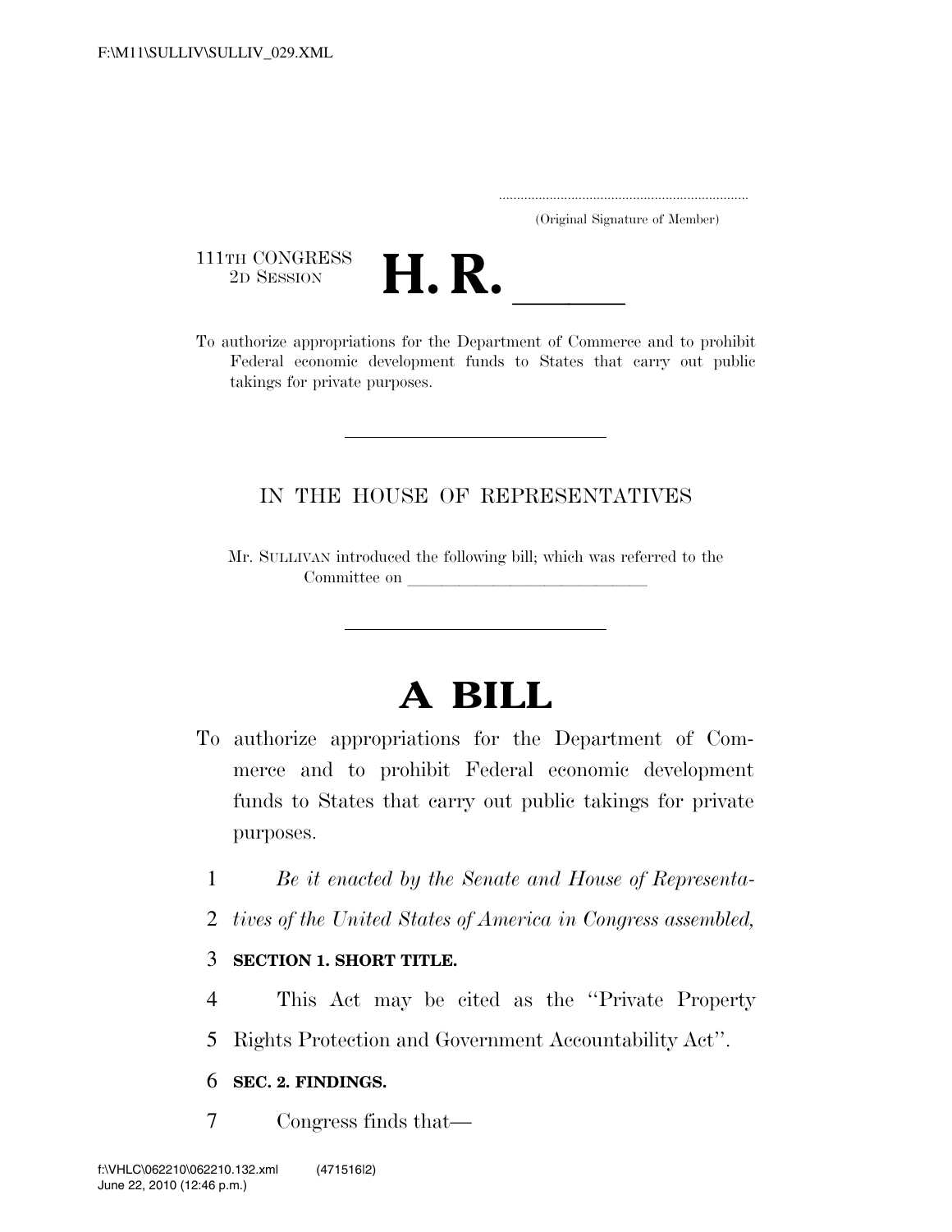F:\M11\SULLIV\SULLIV_029.XML

.....................................................................
(Original Signature of Member)

111TH CONGRESS
2D SESSION

# H. R. ______

To authorize appropriations for the Department of Commerce and to prohibit Federal economic development funds to States that carry out public takings for private purposes.

IN THE HOUSE OF REPRESENTATIVES

Mr. SULLIVAN introduced the following bill; which was referred to the Committee on ______________________________

# A BILL

To authorize appropriations for the Department of Commerce and to prohibit Federal economic development funds to States that carry out public takings for private purposes.

1 *Be it enacted by the Senate and House of Representa-*
2 *tives of the United States of America in Congress assembled,*

3 **SECTION 1. SHORT TITLE.**

4 This Act may be cited as the ''Private Property
5 Rights Protection and Government Accountability Act''.

6 **SEC. 2. FINDINGS.**

7 Congress finds that—

f:\VHLC\062210\062210.132.xml (471516|2)
June 22, 2010 (12:46 p.m.)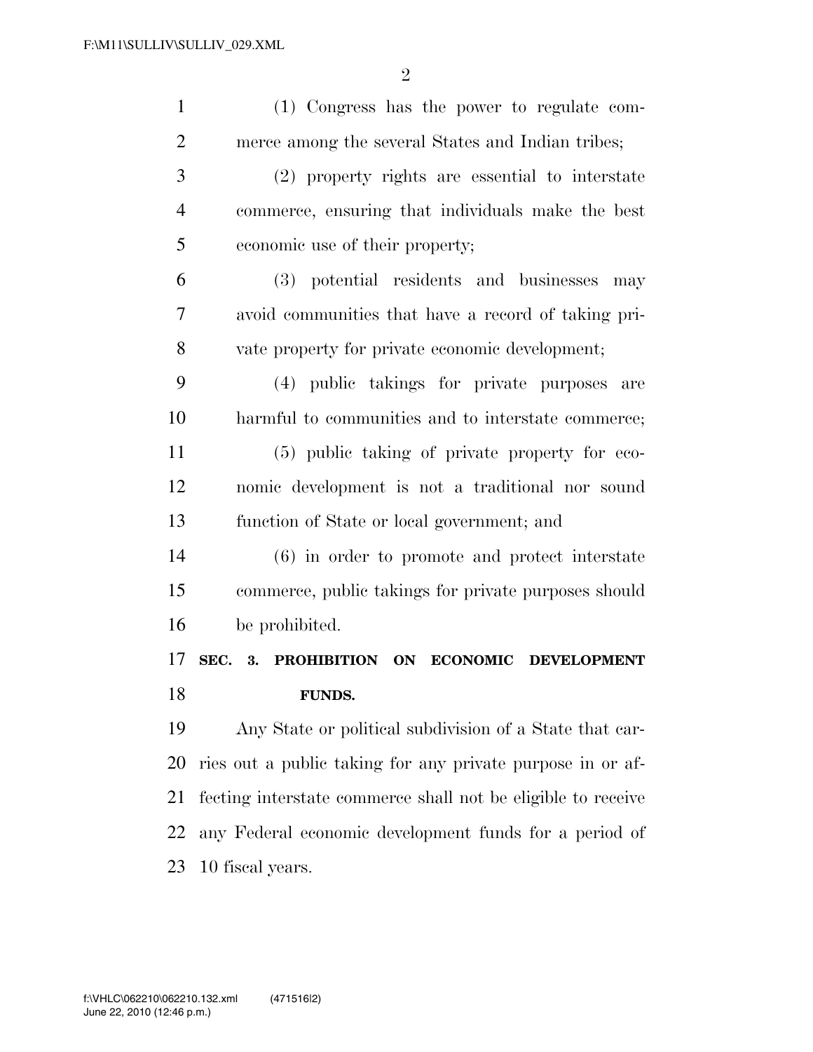(1) Congress has the power to regulate commerce among the several States and Indian tribes;

(2) property rights are essential to interstate commerce, ensuring that individuals make the best economic use of their property;

(3) potential residents and businesses may avoid communities that have a record of taking private property for private economic development;

(4) public takings for private purposes are harmful to communities and to interstate commerce;

(5) public taking of private property for economic development is not a traditional nor sound function of State or local government; and

(6) in order to promote and protect interstate commerce, public takings for private purposes should be prohibited.

## SEC. 3. PROHIBITION ON ECONOMIC DEVELOPMENT FUNDS.

Any State or political subdivision of a State that carries out a public taking for any private purpose in or affecting interstate commerce shall not be eligible to receive any Federal economic development funds for a period of 10 fiscal years.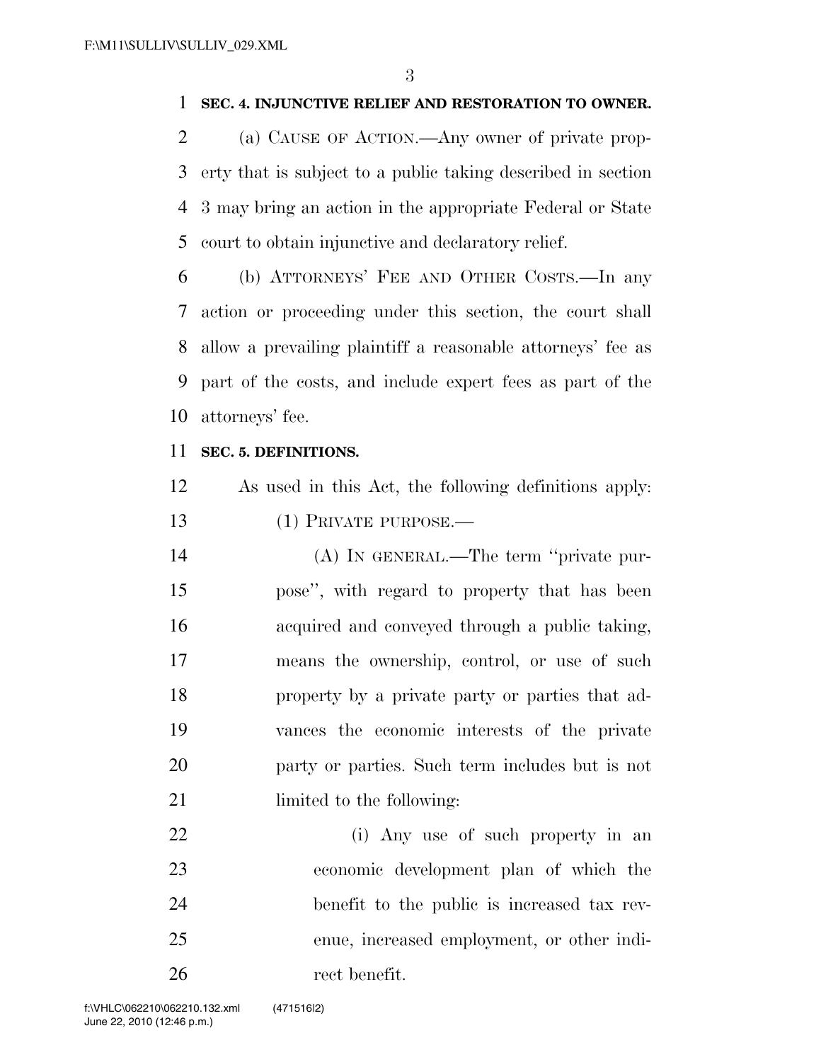**SEC. 4. INJUNCTIVE RELIEF AND RESTORATION TO OWNER.**

(a) CAUSE OF ACTION.—Any owner of private property that is subject to a public taking described in section 3 may bring an action in the appropriate Federal or State court to obtain injunctive and declaratory relief.

(b) ATTORNEYS' FEE AND OTHER COSTS.—In any action or proceeding under this section, the court shall allow a prevailing plaintiff a reasonable attorneys' fee as part of the costs, and include expert fees as part of the attorneys' fee.

**SEC. 5. DEFINITIONS.**

As used in this Act, the following definitions apply:

(1) PRIVATE PURPOSE.—

(A) IN GENERAL.—The term ''private purpose'', with regard to property that has been acquired and conveyed through a public taking, means the ownership, control, or use of such property by a private party or parties that advances the economic interests of the private party or parties. Such term includes but is not limited to the following:

(i) Any use of such property in an economic development plan of which the benefit to the public is increased tax revenue, increased employment, or other indirect benefit.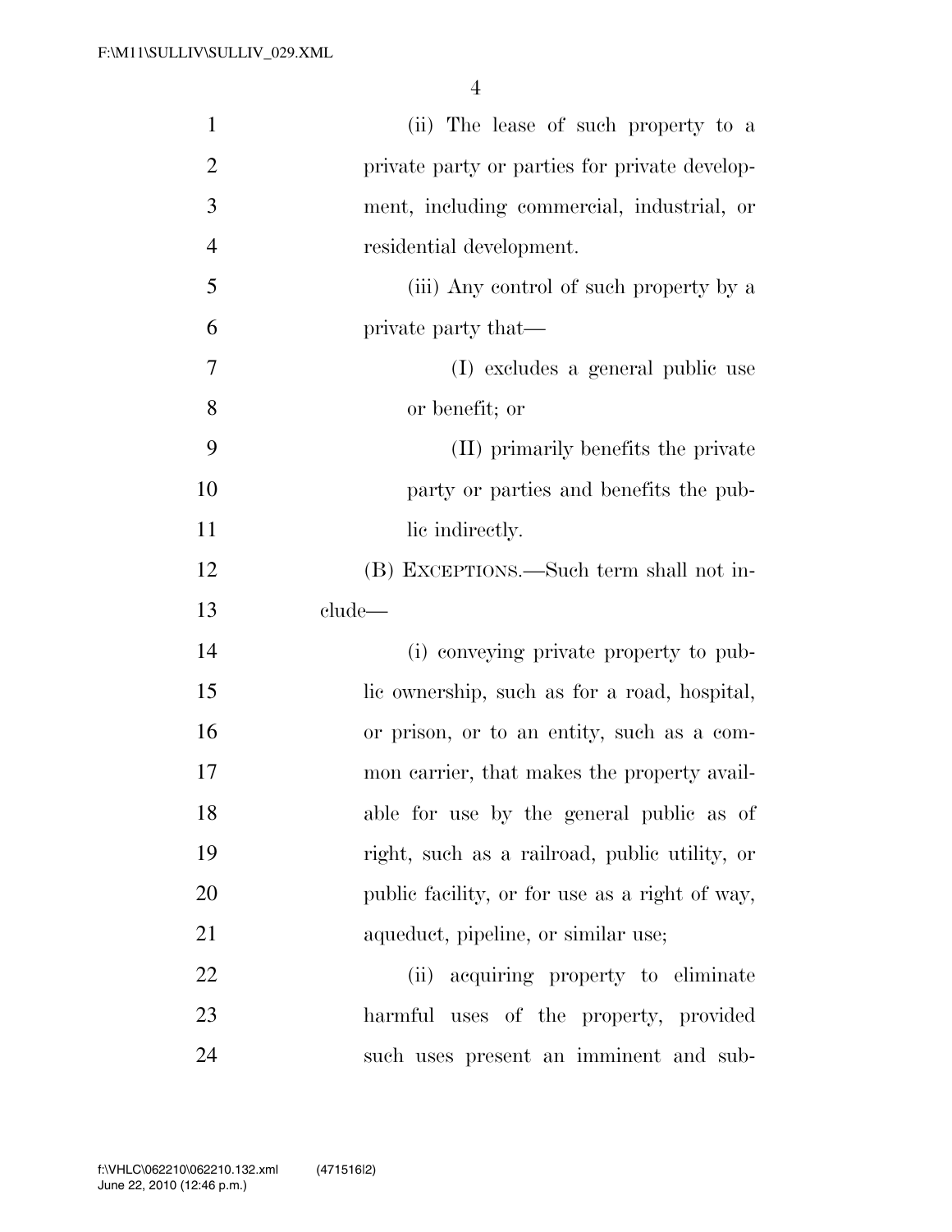(ii) The lease of such property to a private party or parties for private development, including commercial, industrial, or residential development.

(iii) Any control of such property by a private party that—

(I) excludes a general public use or benefit; or

(II) primarily benefits the private party or parties and benefits the public indirectly.

(B) EXCEPTIONS.—Such term shall not include—

(i) conveying private property to public ownership, such as for a road, hospital, or prison, or to an entity, such as a common carrier, that makes the property available for use by the general public as of right, such as a railroad, public utility, or public facility, or for use as a right of way, aqueduct, pipeline, or similar use;

(ii) acquiring property to eliminate harmful uses of the property, provided such uses present an imminent and sub-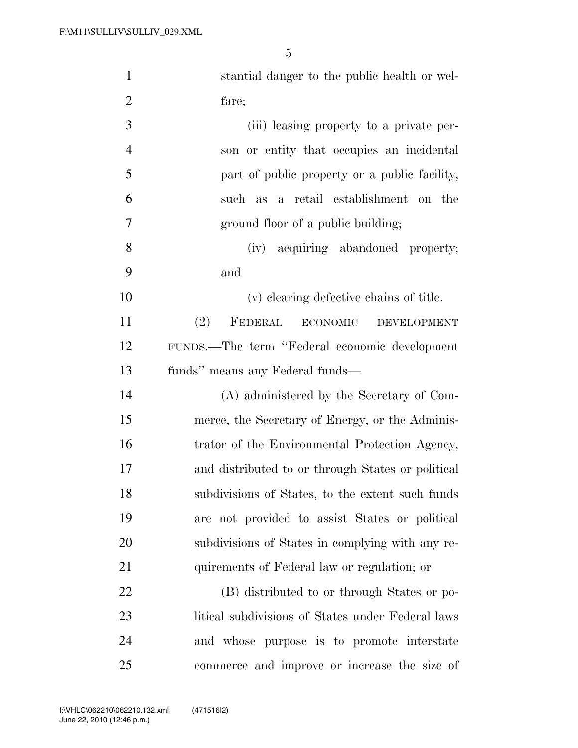stantial danger to the public health or welfare;

(iii) leasing property to a private person or entity that occupies an incidental part of public property or a public facility, such as a retail establishment on the ground floor of a public building;

(iv) acquiring abandoned property; and

(v) clearing defective chains of title.

(2) FEDERAL ECONOMIC DEVELOPMENT FUNDS.—The term ''Federal economic development funds'' means any Federal funds—

(A) administered by the Secretary of Commerce, the Secretary of Energy, or the Administrator of the Environmental Protection Agency, and distributed to or through States or political subdivisions of States, to the extent such funds are not provided to assist States or political subdivisions of States in complying with any requirements of Federal law or regulation; or

(B) distributed to or through States or political subdivisions of States under Federal laws and whose purpose is to promote interstate commerce and improve or increase the size of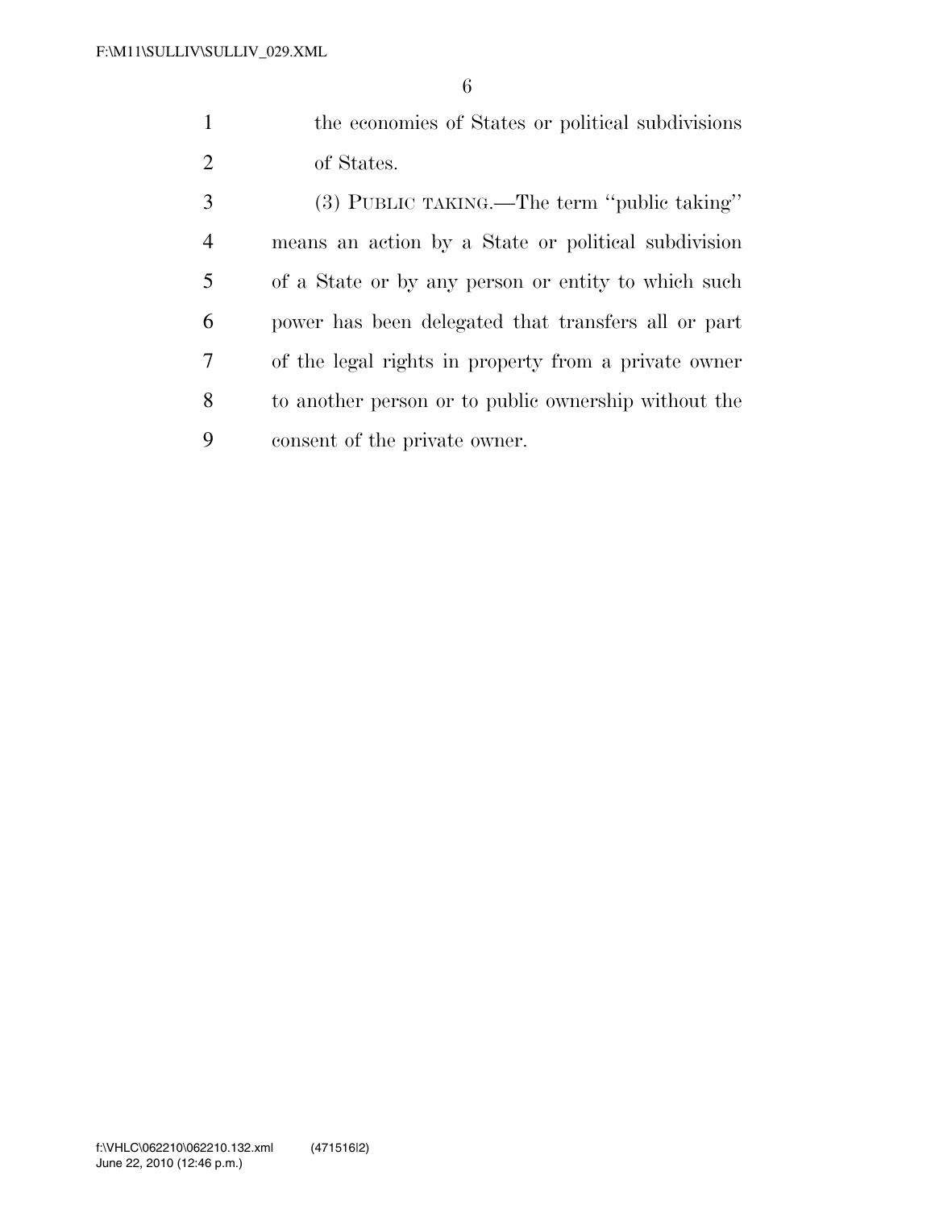the economies of States or political subdivisions of States.

(3) PUBLIC TAKING.—The term ''public taking'' means an action by a State or political subdivision of a State or by any person or entity to which such power has been delegated that transfers all or part of the legal rights in property from a private owner to another person or to public ownership without the consent of the private owner.